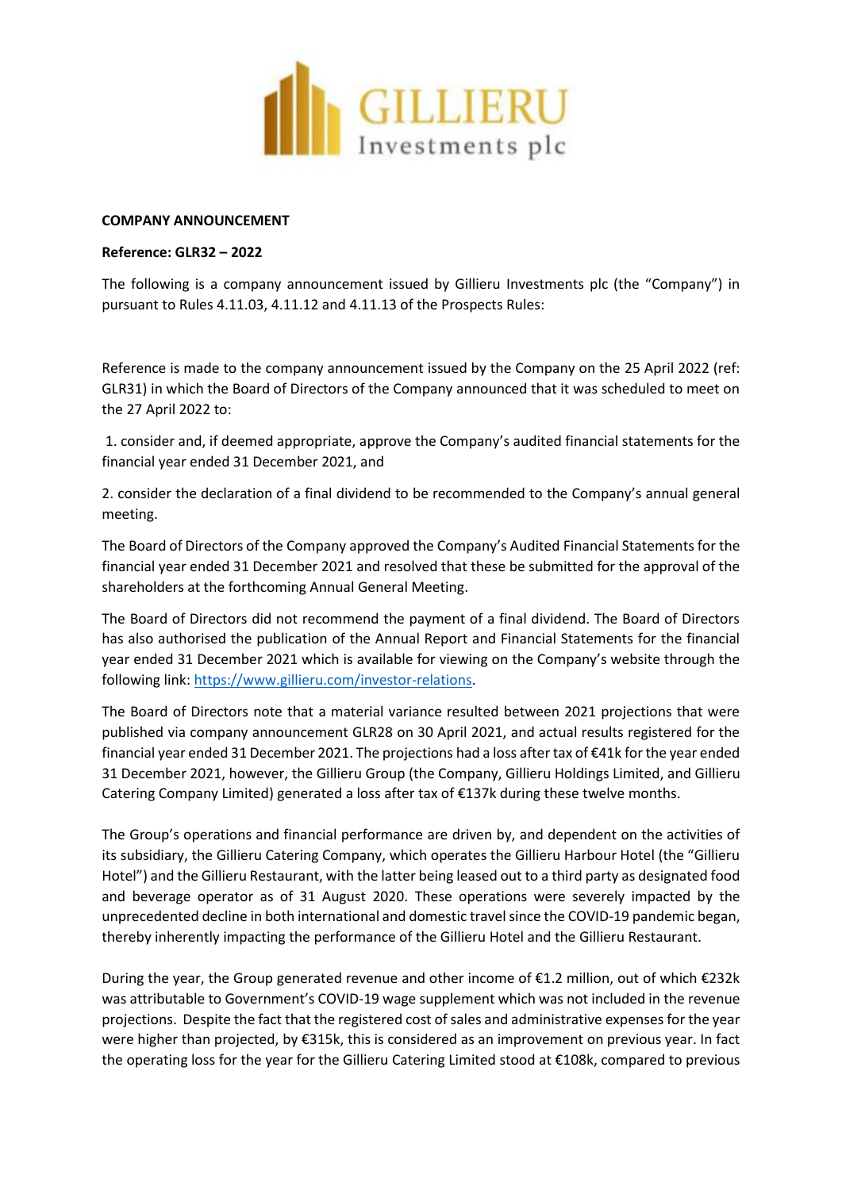GILLIERU Investments plc

**COMPANY ANNOUNCEMENT**

**Reference: GLR32 – 2022**

The following is a company announcement issued by Gillieru Investments plc (the "Company") in pursuant to Rules 4.11.03, 4.11.12 and 4.11.13 of the Prospects Rules:

Reference is made to the company announcement issued by the Company on the 25 April 2022 (ref: GLR31) in which the Board of Directors of the Company announced that it was scheduled to meet on the 27 April 2022 to:

1. consider and, if deemed appropriate, approve the Company's audited financial statements for the financial year ended 31 December 2021, and

2. consider the declaration of a final dividend to be recommended to the Company's annual general meeting.

The Board of Directors of the Company approved the Company's Audited Financial Statements for the financial year ended 31 December 2021 and resolved that these be submitted for the approval of the shareholders at the forthcoming Annual General Meeting.

The Board of Directors did not recommend the payment of a final dividend. The Board of Directors has also authorised the publication of the Annual Report and Financial Statements for the financial year ended 31 December 2021 which is available for viewing on the Company's website through the following link: [https://www.gillieru.com/investor-relations](https://www.gillieru.com/investor-relations).

The Board of Directors note that a material variance resulted between 2021 projections that were published via company announcement GLR28 on 30 April 2021, and actual results registered for the financial year ended 31 December 2021. The projections had a loss after tax of €41k for the year ended 31 December 2021, however, the Gillieru Group (the Company, Gillieru Holdings Limited, and Gillieru Catering Company Limited) generated a loss after tax of €137k during these twelve months.

The Group's operations and financial performance are driven by, and dependent on the activities of its subsidiary, the Gillieru Catering Company, which operates the Gillieru Harbour Hotel (the "Gillieru Hotel") and the Gillieru Restaurant, with the latter being leased out to a third party as designated food and beverage operator as of 31 August 2020. These operations were severely impacted by the unprecedented decline in both international and domestic travel since the COVID-19 pandemic began, thereby inherently impacting the performance of the Gillieru Hotel and the Gillieru Restaurant.

During the year, the Group generated revenue and other income of €1.2 million, out of which €232k was attributable to Government's COVID-19 wage supplement which was not included in the revenue projections. Despite the fact that the registered cost of sales and administrative expenses for the year were higher than projected, by €315k, this is considered as an improvement on previous year. In fact the operating loss for the year for the Gillieru Catering Limited stood at €108k, compared to previous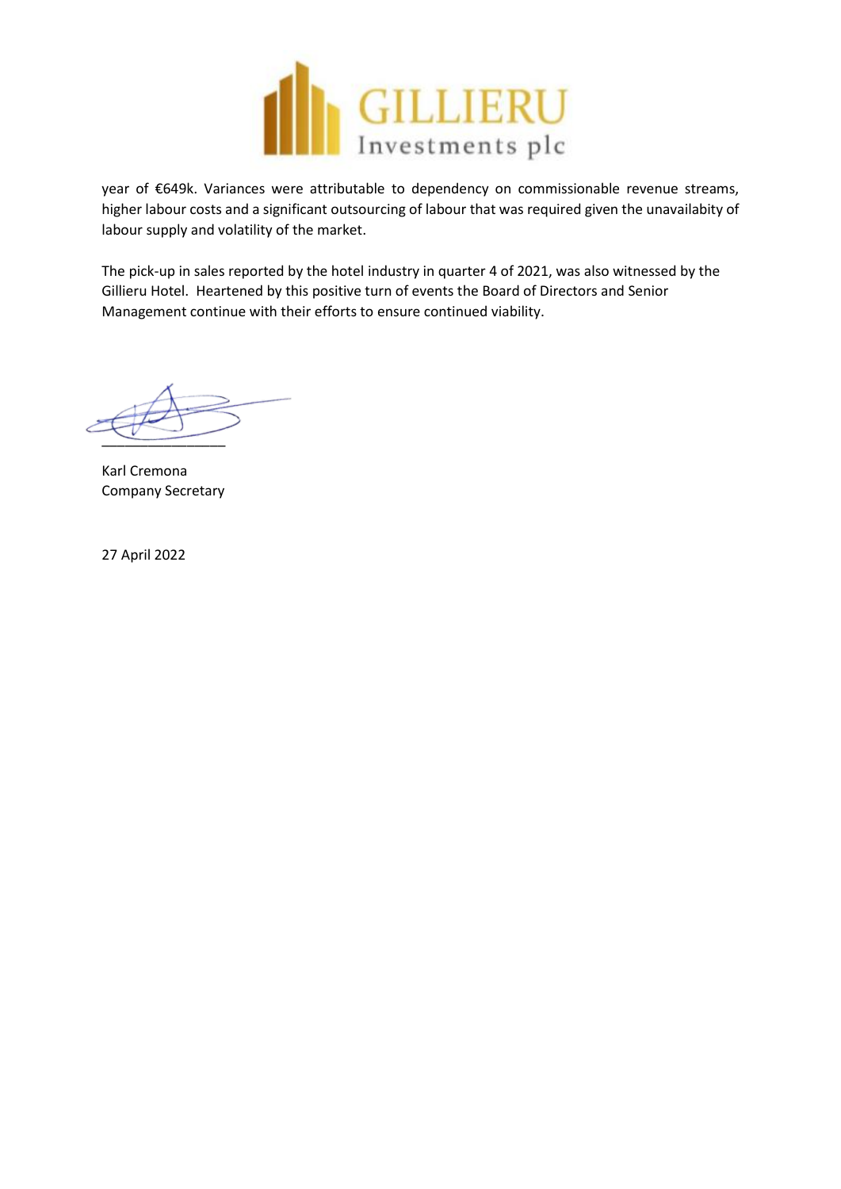year of €649k. Variances were attributable to dependency on commissionable revenue streams, higher labour costs and a significant outsourcing of labour that was required given the unavailabity of labour supply and volatility of the market.

The pick-up in sales reported by the hotel industry in quarter 4 of 2021, was also witnessed by the Gillieru Hotel. Heartened by this positive turn of events the Board of Directors and Senior Management continue with their efforts to ensure continued viability.

_________________

Karl Cremona
Company Secretary

27 April 2022